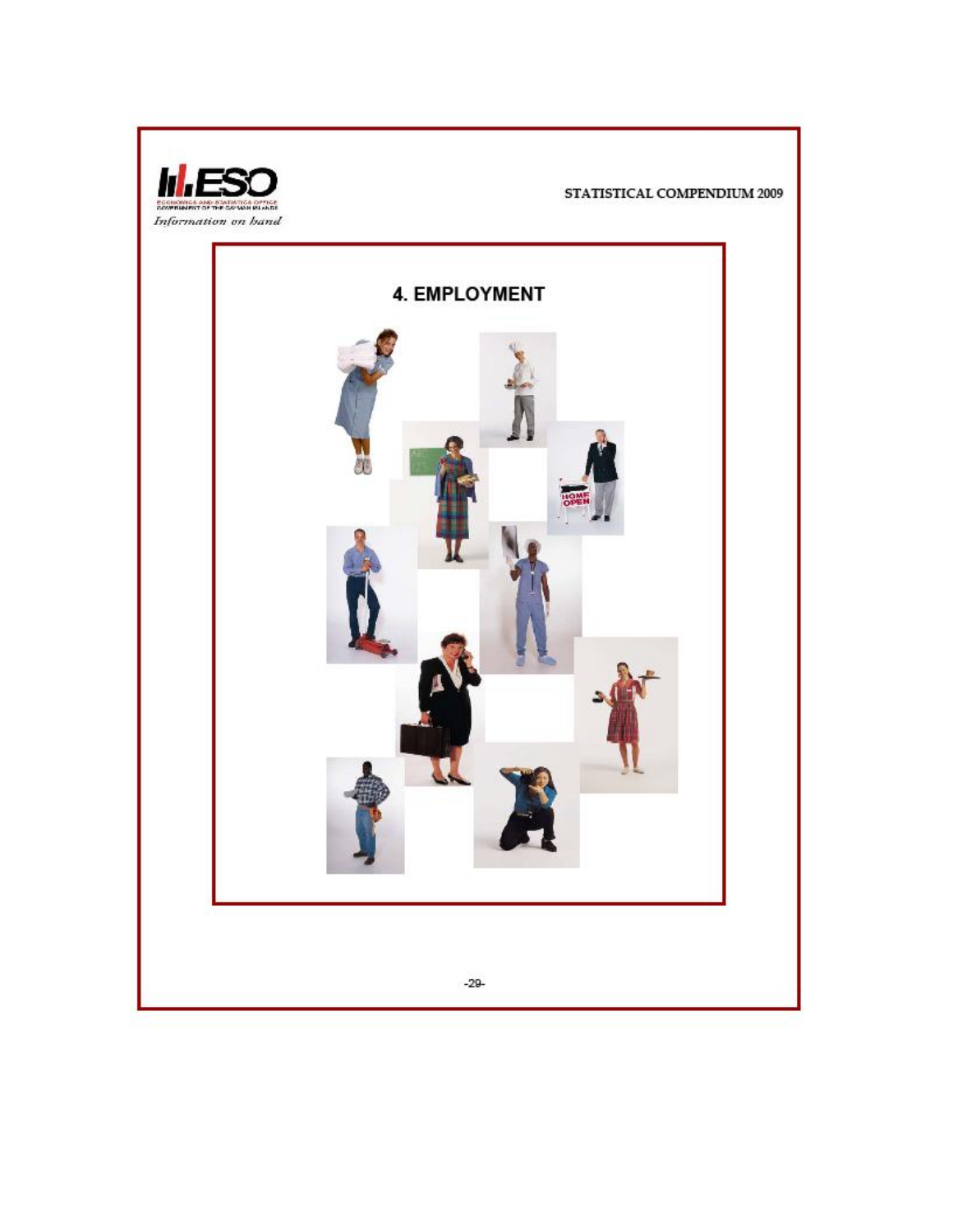# 4. EMPLOYMENT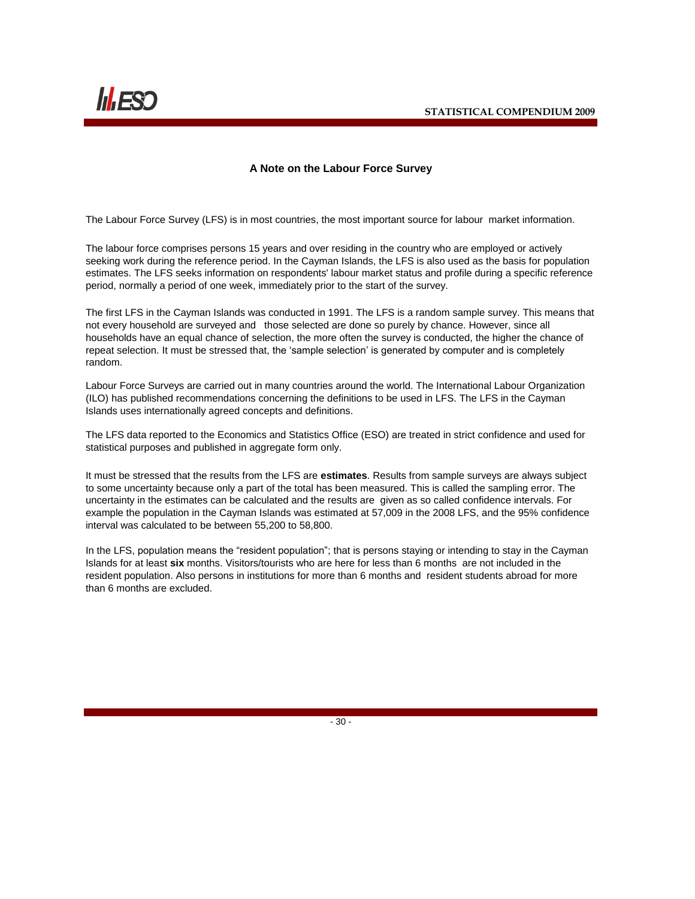## A Note on the Labour Force Survey

The Labour Force Survey (LFS) is in most countries, the most important source for labour market information.

The labour force comprises persons 15 years and over residing in the country who are employed or actively seeking work during the reference period. In the Cayman Islands, the LFS is also used as the basis for population estimates. The LFS seeks information on respondents' labour market status and profile during a specific reference period, normally a period of one week, immediately prior to the start of the survey.

The first LFS in the Cayman Islands was conducted in 1991. The LFS is a random sample survey. This means that not every household are surveyed and those selected are done so purely by chance. However, since all households have an equal chance of selection, the more often the survey is conducted, the higher the chance of repeat selection. It must be stressed that, the 'sample selection' is generated by computer and is completely random.

Labour Force Surveys are carried out in many countries around the world. The International Labour Organization (ILO) has published recommendations concerning the definitions to be used in LFS. The LFS in the Cayman Islands uses internationally agreed concepts and definitions.

The LFS data reported to the Economics and Statistics Office (ESO) are treated in strict confidence and used for statistical purposes and published in aggregate form only.

It must be stressed that the results from the LFS are **estimates**. Results from sample surveys are always subject to some uncertainty because only a part of the total has been measured. This is called the sampling error. The uncertainty in the estimates can be calculated and the results are given as so called confidence intervals. For example the population in the Cayman Islands was estimated at 57,009 in the 2008 LFS, and the 95% confidence interval was calculated to be between 55,200 to 58,800.

In the LFS, population means the "resident population"; that is persons staying or intending to stay in the Cayman Islands for at least **six** months. Visitors/tourists who are here for less than 6 months are not included in the resident population. Also persons in institutions for more than 6 months and resident students abroad for more than 6 months are excluded.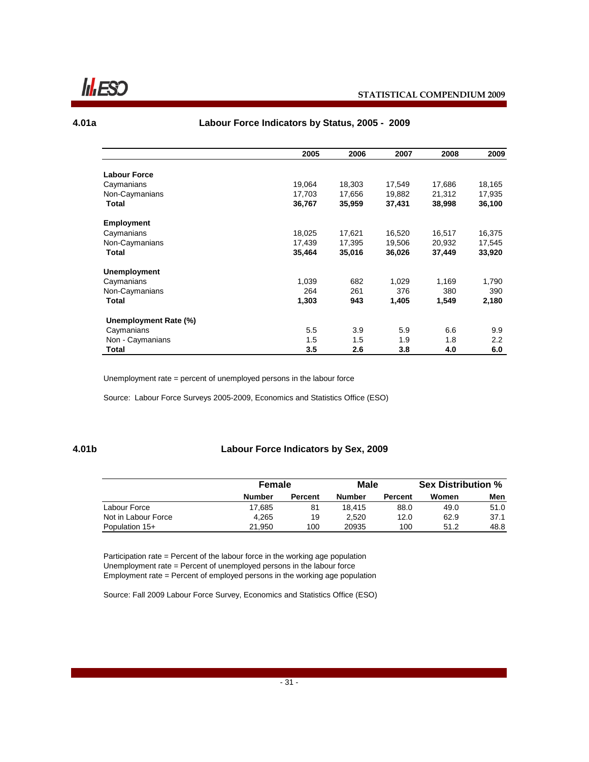## 4.01a Labour Force Indicators by Status, 2005 - 2009

| | 2005 | 2006 | 2007 | 2008 | 2009 |
|---|---|---|---|---|---|
| **Labour Force** | | | | | |
| Caymanians | 19,064 | 18,303 | 17,549 | 17,686 | 18,165 |
| Non-Caymanians | 17,703 | 17,656 | 19,882 | 21,312 | 17,935 |
| **Total** | **36,767** | **35,959** | **37,431** | **38,998** | **36,100** |
| **Employment** | | | | | |
| Caymanians | 18,025 | 17,621 | 16,520 | 16,517 | 16,375 |
| Non-Caymanians | 17,439 | 17,395 | 19,506 | 20,932 | 17,545 |
| **Total** | **35,464** | **35,016** | **36,026** | **37,449** | **33,920** |
| **Unemployment** | | | | | |
| Caymanians | 1,039 | 682 | 1,029 | 1,169 | 1,790 |
| Non-Caymanians | 264 | 261 | 376 | 380 | 390 |
| **Total** | **1,303** | **943** | **1,405** | **1,549** | **2,180** |
| **Unemployment Rate (%)** | | | | | |
| Caymanians | 5.5 | 3.9 | 5.9 | 6.6 | 9.9 |
| Non - Caymanians | 1.5 | 1.5 | 1.9 | 1.8 | 2.2 |
| **Total** | **3.5** | **2.6** | **3.8** | **4.0** | **6.0** |

Unemployment rate = percent of unemployed persons in the labour force

Source: Labour Force Surveys 2005-2009, Economics and Statistics Office (ESO)

## 4.01b Labour Force Indicators by Sex, 2009

| | Female | | Male | | Sex Distribution % | |
|---|---|---|---|---|---|---|
| | **Number** | **Percent** | **Number** | **Percent** | **Women** | **Men** |
| Labour Force | 17,685 | 81 | 18,415 | 88.0 | 49.0 | 51.0 |
| Not in Labour Force | 4,265 | 19 | 2,520 | 12.0 | 62.9 | 37.1 |
| Population 15+ | 21,950 | 100 | 20935 | 100 | 51.2 | 48.8 |

Participation rate = Percent of the labour force in the working age population
Unemployment rate = Percent of unemployed persons in the labour force
Employment rate = Percent of employed persons in the working age population

Source: Fall 2009 Labour Force Survey, Economics and Statistics Office (ESO)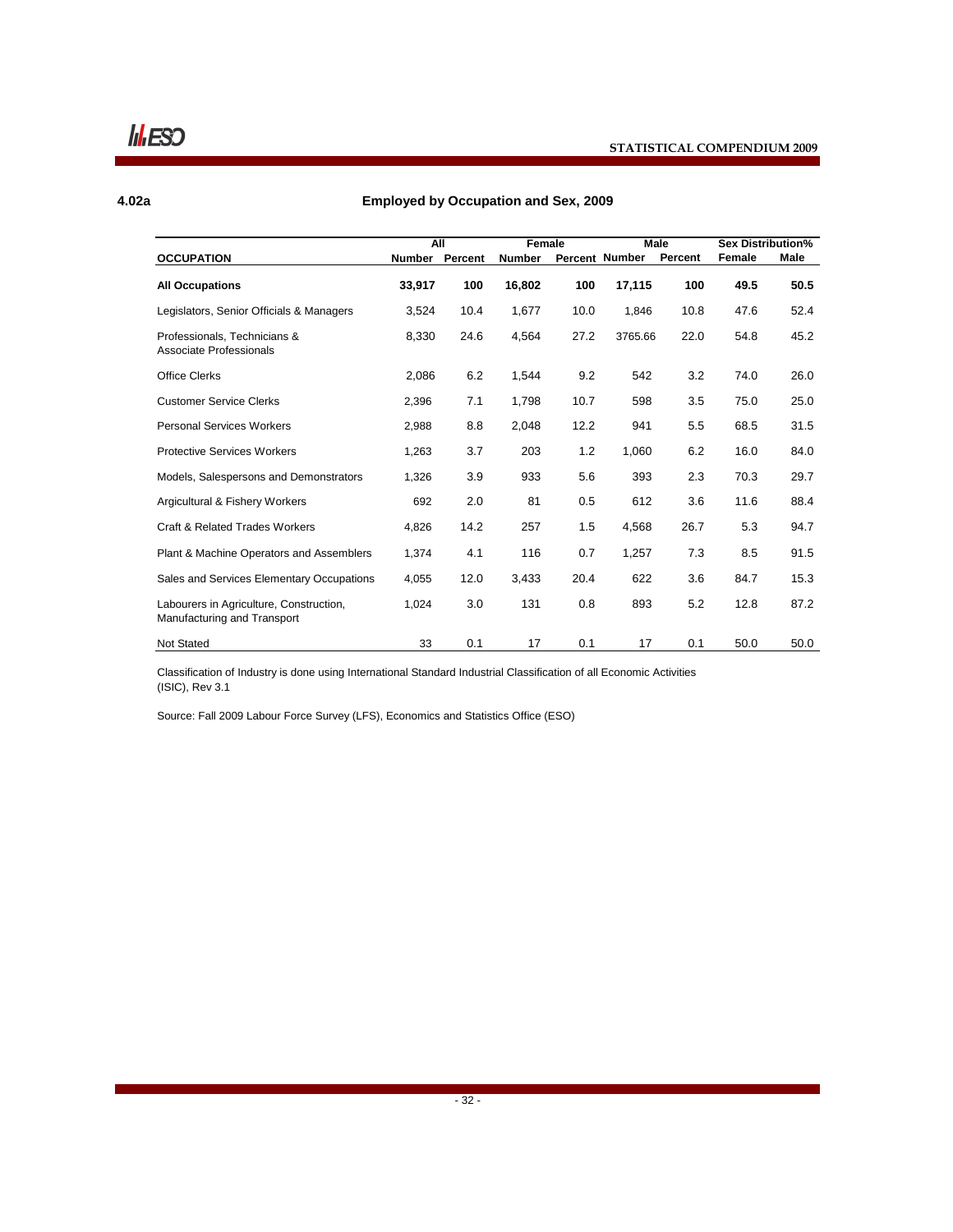**4.02a**

## Employed by Occupation and Sex, 2009

| OCCUPATION | All | | Female | | Male | | Sex Distribution% | |
|---|---|---|---|---|---|---|---|---|
| | Number | Percent | Number | Percent | Number | Percent | Female | Male |
| **All Occupations** | **33,917** | **100** | **16,802** | **100** | **17,115** | **100** | **49.5** | **50.5** |
| Legislators, Senior Officials & Managers | 3,524 | 10.4 | 1,677 | 10.0 | 1,846 | 10.8 | 47.6 | 52.4 |
| Professionals, Technicians & Associate Professionals | 8,330 | 24.6 | 4,564 | 27.2 | 3765.66 | 22.0 | 54.8 | 45.2 |
| Office Clerks | 2,086 | 6.2 | 1,544 | 9.2 | 542 | 3.2 | 74.0 | 26.0 |
| Customer Service Clerks | 2,396 | 7.1 | 1,798 | 10.7 | 598 | 3.5 | 75.0 | 25.0 |
| Personal Services Workers | 2,988 | 8.8 | 2,048 | 12.2 | 941 | 5.5 | 68.5 | 31.5 |
| Protective Services Workers | 1,263 | 3.7 | 203 | 1.2 | 1,060 | 6.2 | 16.0 | 84.0 |
| Models, Salespersons and Demonstrators | 1,326 | 3.9 | 933 | 5.6 | 393 | 2.3 | 70.3 | 29.7 |
| Argicultural & Fishery Workers | 692 | 2.0 | 81 | 0.5 | 612 | 3.6 | 11.6 | 88.4 |
| Craft & Related Trades Workers | 4,826 | 14.2 | 257 | 1.5 | 4,568 | 26.7 | 5.3 | 94.7 |
| Plant & Machine Operators and Assemblers | 1,374 | 4.1 | 116 | 0.7 | 1,257 | 7.3 | 8.5 | 91.5 |
| Sales and Services Elementary Occupations | 4,055 | 12.0 | 3,433 | 20.4 | 622 | 3.6 | 84.7 | 15.3 |
| Labourers in Agriculture, Construction, Manufacturing and Transport | 1,024 | 3.0 | 131 | 0.8 | 893 | 5.2 | 12.8 | 87.2 |
| Not Stated | 33 | 0.1 | 17 | 0.1 | 17 | 0.1 | 50.0 | 50.0 |

Classification of Industry is done using International Standard Industrial Classification of all Economic Activities (ISIC), Rev 3.1

Source: Fall 2009 Labour Force Survey (LFS), Economics and Statistics Office (ESO)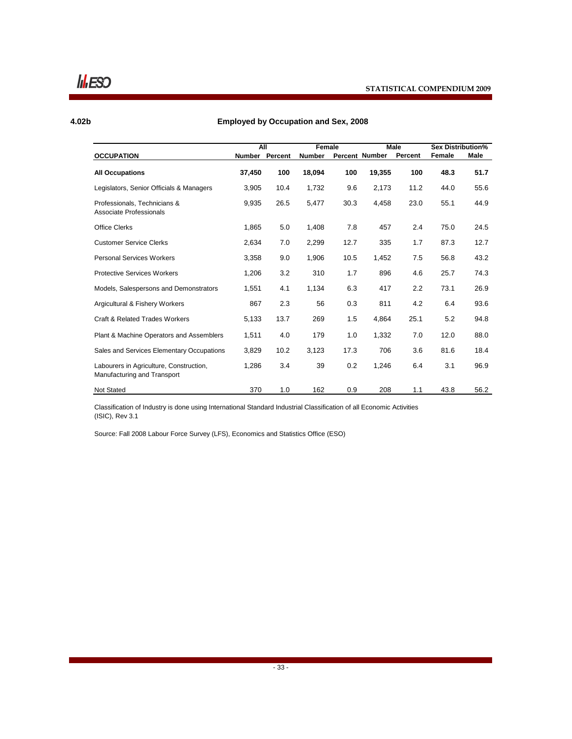## 4.02b Employed by Occupation and Sex, 2008

| OCCUPATION | All | | Female | | Male | | Sex Distribution% | |
|---|---|---|---|---|---|---|---|---|
| | Number | Percent | Number | Percent | Number | Percent | Female | Male |
| **All Occupations** | **37,450** | **100** | **18,094** | **100** | **19,355** | **100** | **48.3** | **51.7** |
| Legislators, Senior Officials & Managers | 3,905 | 10.4 | 1,732 | 9.6 | 2,173 | 11.2 | 44.0 | 55.6 |
| Professionals, Technicians & Associate Professionals | 9,935 | 26.5 | 5,477 | 30.3 | 4,458 | 23.0 | 55.1 | 44.9 |
| Office Clerks | 1,865 | 5.0 | 1,408 | 7.8 | 457 | 2.4 | 75.0 | 24.5 |
| Customer Service Clerks | 2,634 | 7.0 | 2,299 | 12.7 | 335 | 1.7 | 87.3 | 12.7 |
| Personal Services Workers | 3,358 | 9.0 | 1,906 | 10.5 | 1,452 | 7.5 | 56.8 | 43.2 |
| Protective Services Workers | 1,206 | 3.2 | 310 | 1.7 | 896 | 4.6 | 25.7 | 74.3 |
| Models, Salespersons and Demonstrators | 1,551 | 4.1 | 1,134 | 6.3 | 417 | 2.2 | 73.1 | 26.9 |
| Argicultural & Fishery Workers | 867 | 2.3 | 56 | 0.3 | 811 | 4.2 | 6.4 | 93.6 |
| Craft & Related Trades Workers | 5,133 | 13.7 | 269 | 1.5 | 4,864 | 25.1 | 5.2 | 94.8 |
| Plant & Machine Operators and Assemblers | 1,511 | 4.0 | 179 | 1.0 | 1,332 | 7.0 | 12.0 | 88.0 |
| Sales and Services Elementary Occupations | 3,829 | 10.2 | 3,123 | 17.3 | 706 | 3.6 | 81.6 | 18.4 |
| Labourers in Agriculture, Construction, Manufacturing and Transport | 1,286 | 3.4 | 39 | 0.2 | 1,246 | 6.4 | 3.1 | 96.9 |
| Not Stated | 370 | 1.0 | 162 | 0.9 | 208 | 1.1 | 43.8 | 56.2 |

Classification of Industry is done using International Standard Industrial Classification of all Economic Activities (ISIC), Rev 3.1

Source: Fall 2008 Labour Force Survey (LFS), Economics and Statistics Office (ESO)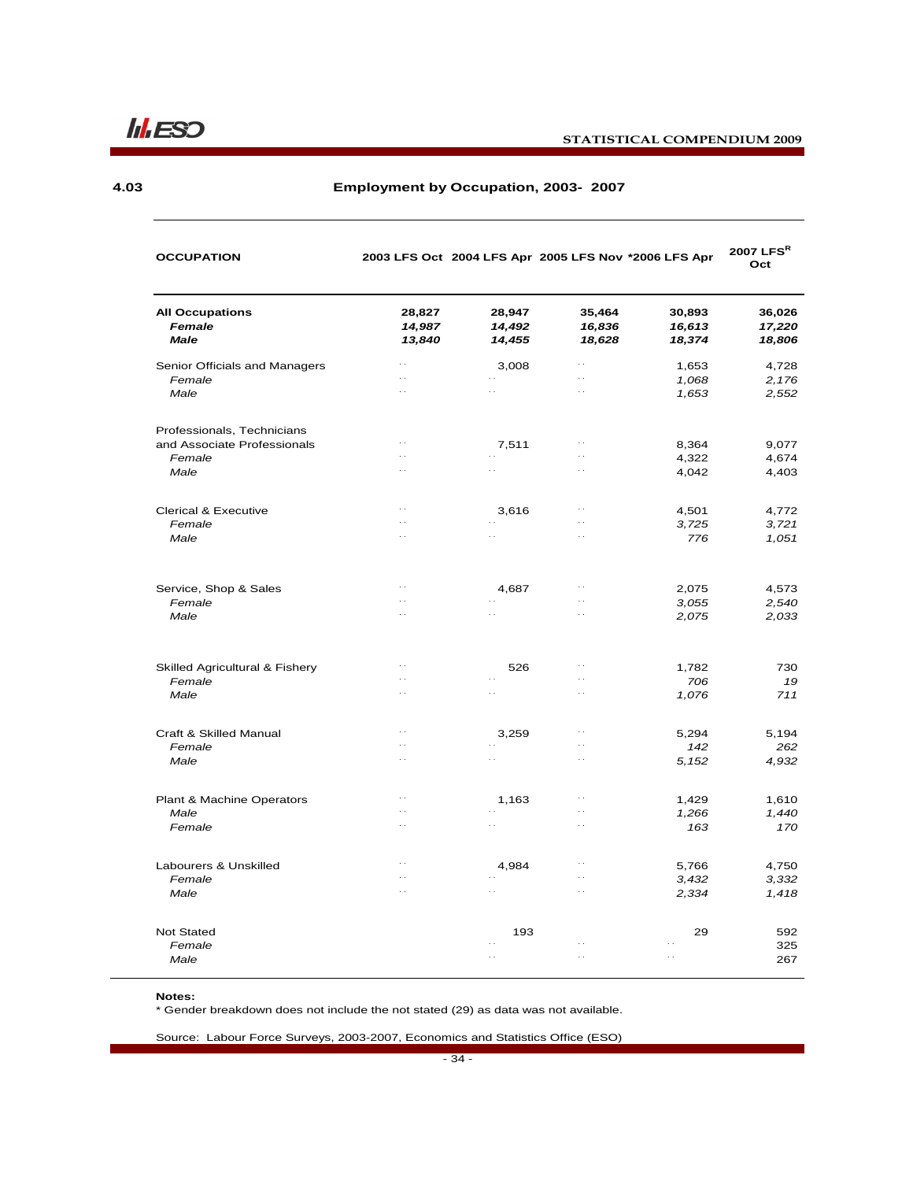## 4.03 Employment by Occupation, 2003- 2007

| OCCUPATION | 2003 LFS Oct | 2004 LFS Apr | 2005 LFS Nov | *2006 LFS Apr | 2007 LFS[R] Oct |
|---|---|---|---|---|---|
| **All Occupations** | **28,827** | **28,947** | **35,464** | **30,893** | **36,026** |
| ***Female*** | ***14,987*** | ***14,492*** | ***16,836*** | ***16,613*** | ***17,220*** |
| ***Male*** | ***13,840*** | ***14,455*** | ***18,628*** | ***18,374*** | ***18,806*** |
| Senior Officials and Managers | .. | 3,008 | .. | 1,653 | 4,728 |
| *Female* | .. | .. | .. | *1,068* | *2,176* |
| *Male* | .. | .. | .. | *1,653* | *2,552* |
| Professionals, Technicians and Associate Professionals | .. | 7,511 | .. | 8,364 | 9,077 |
| *Female* | .. | .. | .. | 4,322 | 4,674 |
| *Male* | .. | .. | .. | 4,042 | 4,403 |
| Clerical & Executive | .. | 3,616 | .. | 4,501 | 4,772 |
| *Female* | .. | .. | .. | *3,725* | *3,721* |
| *Male* | .. | .. | .. | *776* | *1,051* |
| Service, Shop & Sales | .. | 4,687 | .. | 2,075 | 4,573 |
| *Female* | .. | .. | .. | *3,055* | *2,540* |
| *Male* | .. | .. | .. | *2,075* | *2,033* |
| Skilled Agricultural & Fishery | .. | 526 | .. | 1,782 | 730 |
| *Female* | .. | .. | .. | *706* | *19* |
| *Male* | .. | .. | .. | *1,076* | *711* |
| Craft & Skilled Manual | .. | 3,259 | .. | 5,294 | 5,194 |
| *Female* | .. | .. | .. | *142* | *262* |
| *Male* | .. | .. | .. | *5,152* | *4,932* |
| Plant & Machine Operators | .. | 1,163 | .. | 1,429 | 1,610 |
| *Male* | .. | .. | .. | *1,266* | *1,440* |
| *Female* | .. | .. | .. | *163* | *170* |
| Labourers & Unskilled | .. | 4,984 | .. | 5,766 | 4,750 |
| *Female* | .. | .. | .. | *3,432* | *3,332* |
| *Male* | .. | .. | .. | *2,334* | *1,418* |
| Not Stated | | 193 | | 29 | 592 |
| *Female* | | .. | .. | .. | 325 |
| *Male* | | .. | .. | .. | 267 |

**Notes:**
* Gender breakdown does not include the not stated (29) as data was not available.

Source: Labour Force Surveys, 2003-2007, Economics and Statistics Office (ESO)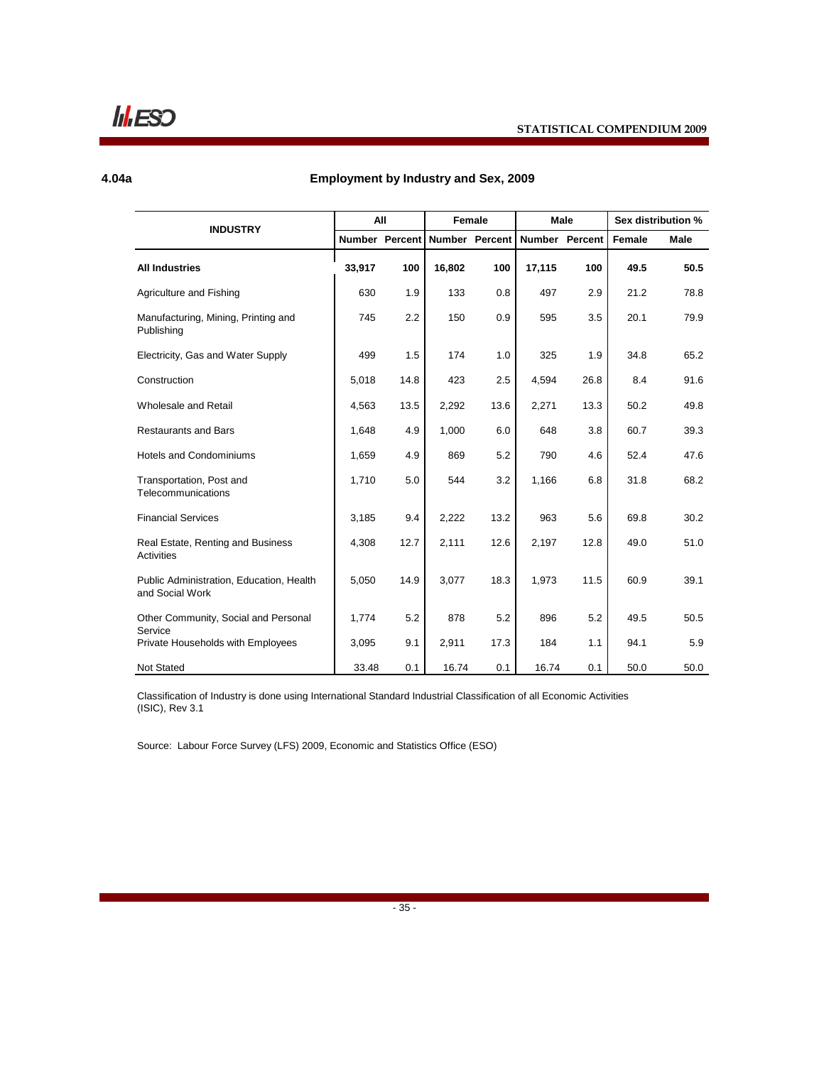## 4.04a Employment by Industry and Sex, 2009

| INDUSTRY | All | | Female | | Male | | Sex distribution % | |
|---|---|---|---|---|---|---|---|---|
| | Number | Percent | Number | Percent | Number | Percent | Female | Male |
| **All Industries** | **33,917** | **100** | **16,802** | **100** | **17,115** | **100** | **49.5** | **50.5** |
| Agriculture and Fishing | 630 | 1.9 | 133 | 0.8 | 497 | 2.9 | 21.2 | 78.8 |
| Manufacturing, Mining, Printing and Publishing | 745 | 2.2 | 150 | 0.9 | 595 | 3.5 | 20.1 | 79.9 |
| Electricity, Gas and Water Supply | 499 | 1.5 | 174 | 1.0 | 325 | 1.9 | 34.8 | 65.2 |
| Construction | 5,018 | 14.8 | 423 | 2.5 | 4,594 | 26.8 | 8.4 | 91.6 |
| Wholesale and Retail | 4,563 | 13.5 | 2,292 | 13.6 | 2,271 | 13.3 | 50.2 | 49.8 |
| Restaurants and Bars | 1,648 | 4.9 | 1,000 | 6.0 | 648 | 3.8 | 60.7 | 39.3 |
| Hotels and Condominiums | 1,659 | 4.9 | 869 | 5.2 | 790 | 4.6 | 52.4 | 47.6 |
| Transportation, Post and Telecommunications | 1,710 | 5.0 | 544 | 3.2 | 1,166 | 6.8 | 31.8 | 68.2 |
| Financial Services | 3,185 | 9.4 | 2,222 | 13.2 | 963 | 5.6 | 69.8 | 30.2 |
| Real Estate, Renting and Business Activities | 4,308 | 12.7 | 2,111 | 12.6 | 2,197 | 12.8 | 49.0 | 51.0 |
| Public Administration, Education, Health and Social Work | 5,050 | 14.9 | 3,077 | 18.3 | 1,973 | 11.5 | 60.9 | 39.1 |
| Other Community, Social and Personal Service | 1,774 | 5.2 | 878 | 5.2 | 896 | 5.2 | 49.5 | 50.5 |
| Private Households with Employees | 3,095 | 9.1 | 2,911 | 17.3 | 184 | 1.1 | 94.1 | 5.9 |
| Not Stated | 33.48 | 0.1 | 16.74 | 0.1 | 16.74 | 0.1 | 50.0 | 50.0 |

Classification of Industry is done using International Standard Industrial Classification of all Economic Activities (ISIC), Rev 3.1

Source: Labour Force Survey (LFS) 2009, Economic and Statistics Office (ESO)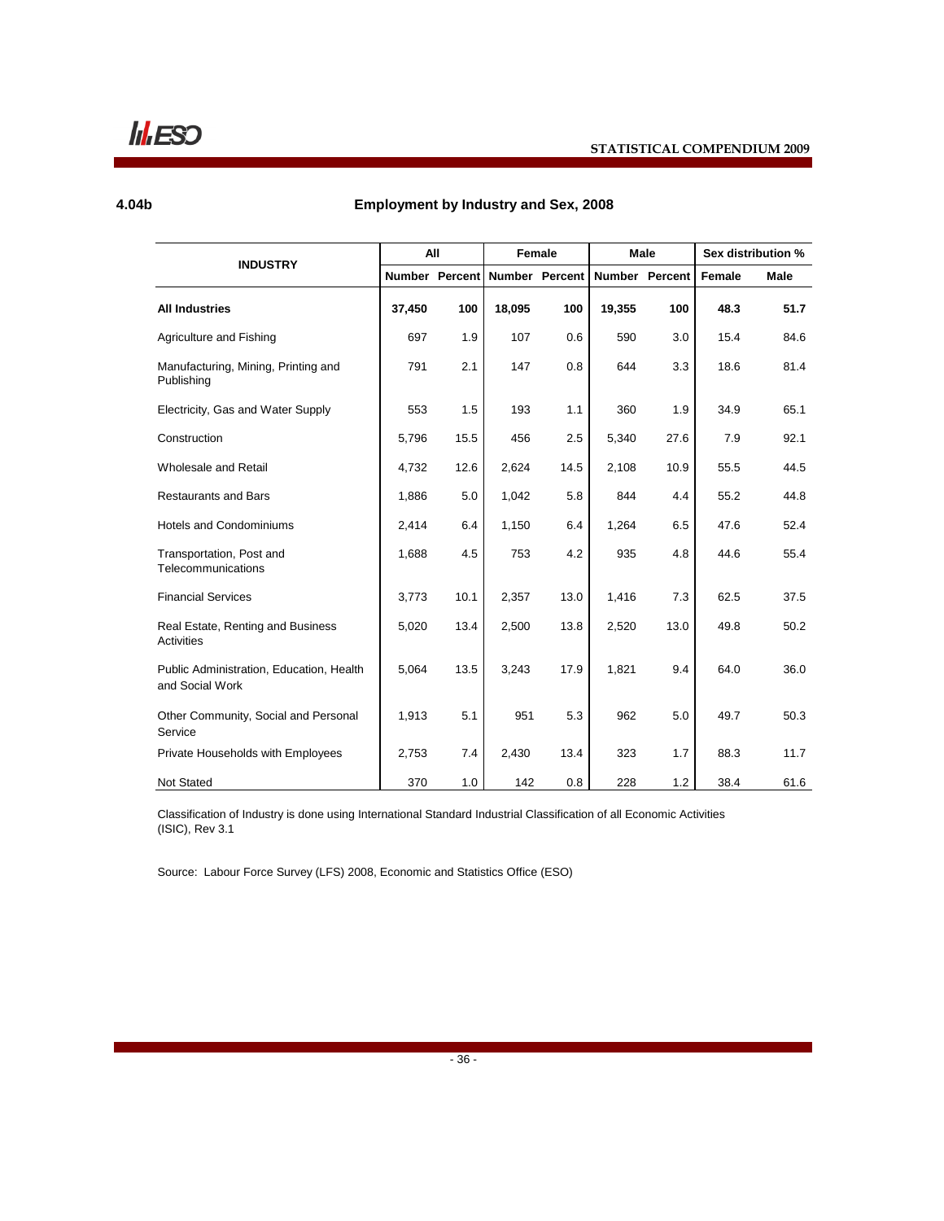## 4.04b Employment by Industry and Sex, 2008

| INDUSTRY | All | | Female | | Male | | Sex distribution % | |
|---|---|---|---|---|---|---|---|---|
| | Number | Percent | Number | Percent | Number | Percent | Female | Male |
| **All Industries** | **37,450** | **100** | **18,095** | **100** | **19,355** | **100** | **48.3** | **51.7** |
| Agriculture and Fishing | 697 | 1.9 | 107 | 0.6 | 590 | 3.0 | 15.4 | 84.6 |
| Manufacturing, Mining, Printing and Publishing | 791 | 2.1 | 147 | 0.8 | 644 | 3.3 | 18.6 | 81.4 |
| Electricity, Gas and Water Supply | 553 | 1.5 | 193 | 1.1 | 360 | 1.9 | 34.9 | 65.1 |
| Construction | 5,796 | 15.5 | 456 | 2.5 | 5,340 | 27.6 | 7.9 | 92.1 |
| Wholesale and Retail | 4,732 | 12.6 | 2,624 | 14.5 | 2,108 | 10.9 | 55.5 | 44.5 |
| Restaurants and Bars | 1,886 | 5.0 | 1,042 | 5.8 | 844 | 4.4 | 55.2 | 44.8 |
| Hotels and Condominiums | 2,414 | 6.4 | 1,150 | 6.4 | 1,264 | 6.5 | 47.6 | 52.4 |
| Transportation, Post and Telecommunications | 1,688 | 4.5 | 753 | 4.2 | 935 | 4.8 | 44.6 | 55.4 |
| Financial Services | 3,773 | 10.1 | 2,357 | 13.0 | 1,416 | 7.3 | 62.5 | 37.5 |
| Real Estate, Renting and Business Activities | 5,020 | 13.4 | 2,500 | 13.8 | 2,520 | 13.0 | 49.8 | 50.2 |
| Public Administration, Education, Health and Social Work | 5,064 | 13.5 | 3,243 | 17.9 | 1,821 | 9.4 | 64.0 | 36.0 |
| Other Community, Social and Personal Service | 1,913 | 5.1 | 951 | 5.3 | 962 | 5.0 | 49.7 | 50.3 |
| Private Households with Employees | 2,753 | 7.4 | 2,430 | 13.4 | 323 | 1.7 | 88.3 | 11.7 |
| Not Stated | 370 | 1.0 | 142 | 0.8 | 228 | 1.2 | 38.4 | 61.6 |

Classification of Industry is done using International Standard Industrial Classification of all Economic Activities (ISIC), Rev 3.1

Source: Labour Force Survey (LFS) 2008, Economic and Statistics Office (ESO)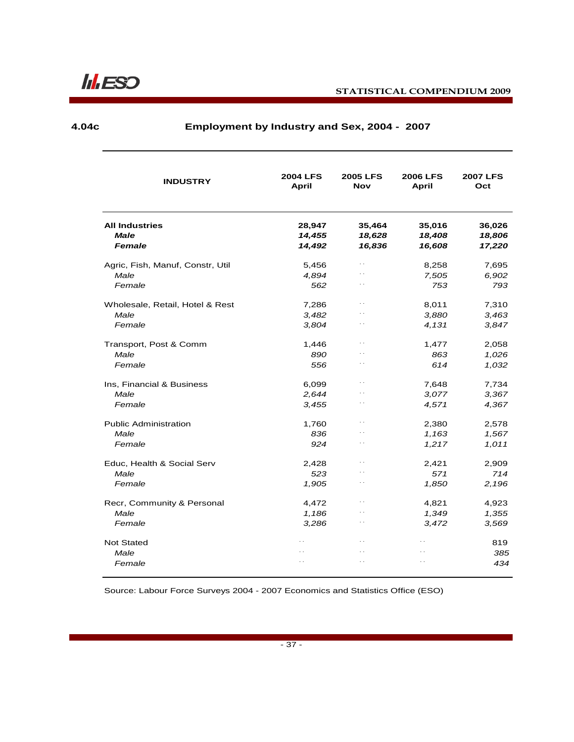## 4.04c Employment by Industry and Sex, 2004 - 2007

| INDUSTRY | 2004 LFS April | 2005 LFS Nov | 2006 LFS April | 2007 LFS Oct |
|---|---|---|---|---|
| **All Industries** | **28,947** | **35,464** | **35,016** | **36,026** |
| ***Male*** | ***14,455*** | ***18,628*** | ***18,408*** | ***18,806*** |
| ***Female*** | ***14,492*** | ***16,836*** | ***16,608*** | ***17,220*** |
| Agric, Fish, Manuf, Constr, Util | 5,456 | .. | 8,258 | 7,695 |
| *Male* | *4,894* | .. | *7,505* | *6,902* |
| *Female* | *562* | .. | *753* | *793* |
| Wholesale, Retail, Hotel & Rest | 7,286 | .. | 8,011 | 7,310 |
| *Male* | *3,482* | .. | *3,880* | *3,463* |
| *Female* | *3,804* | .. | *4,131* | *3,847* |
| Transport, Post & Comm | 1,446 | .. | 1,477 | 2,058 |
| *Male* | *890* | .. | *863* | *1,026* |
| *Female* | *556* | .. | *614* | *1,032* |
| Ins, Financial & Business | 6,099 | .. | 7,648 | 7,734 |
| *Male* | *2,644* | .. | *3,077* | *3,367* |
| *Female* | *3,455* | .. | *4,571* | *4,367* |
| Public Administration | 1,760 | .. | 2,380 | 2,578 |
| *Male* | *836* | .. | *1,163* | *1,567* |
| *Female* | *924* | .. | *1,217* | *1,011* |
| Educ, Health & Social Serv | 2,428 | .. | 2,421 | 2,909 |
| *Male* | *523* | .. | *571* | *714* |
| *Female* | *1,905* | .. | *1,850* | *2,196* |
| Recr, Community & Personal | 4,472 | .. | 4,821 | 4,923 |
| *Male* | *1,186* | .. | *1,349* | *1,355* |
| *Female* | *3,286* | .. | *3,472* | *3,569* |
| Not Stated | .. | .. | .. | 819 |
| *Male* | .. | .. | .. | *385* |
| *Female* | .. | .. | .. | *434* |

Source: Labour Force Surveys 2004 - 2007 Economics and Statistics Office (ESO)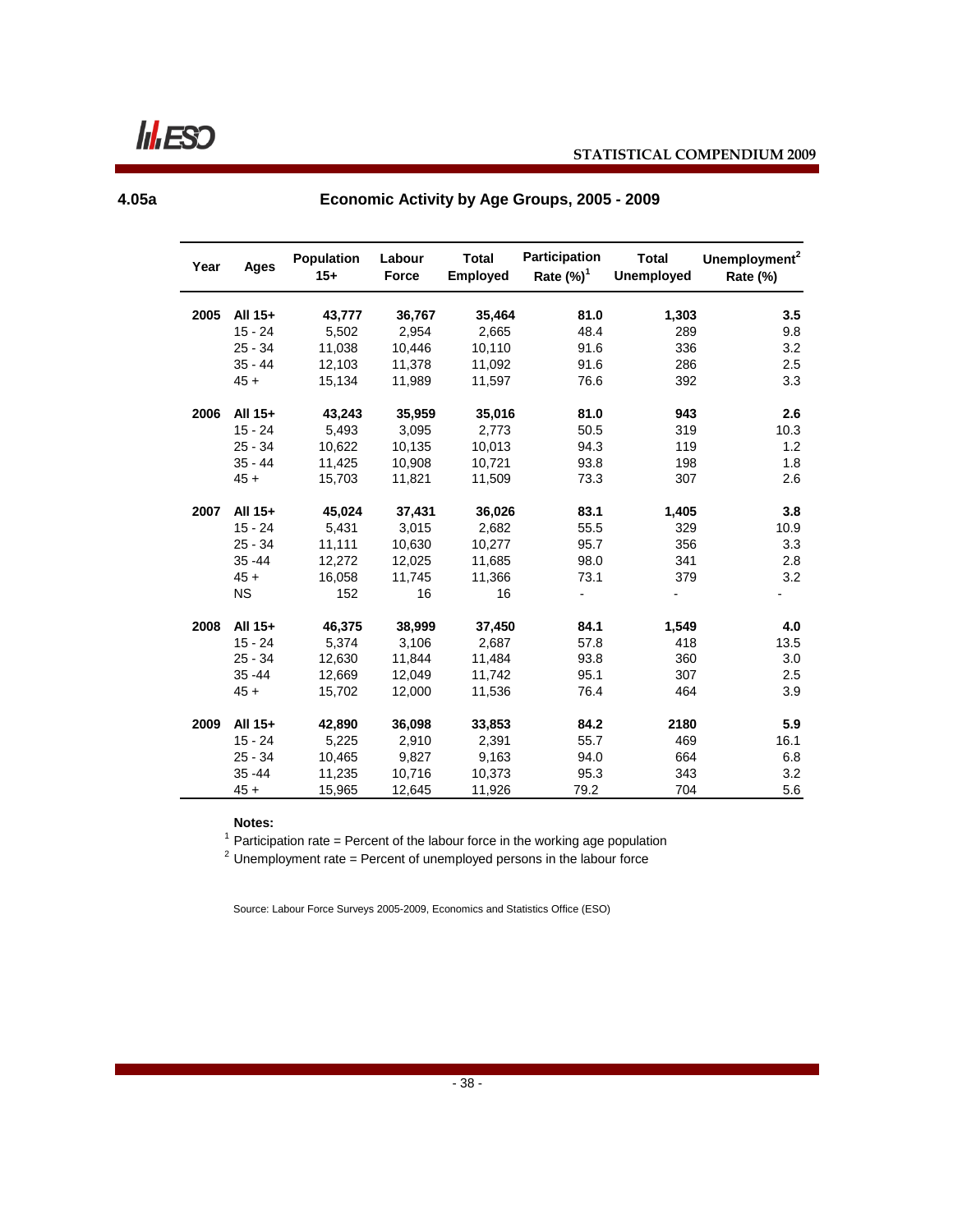## 4.05a Economic Activity by Age Groups, 2005 - 2009

| Year | Ages | Population 15+ | Labour Force | Total Employed | Participation Rate (%)[1] | Total Unemployed | Unemployment[2] Rate (%) |
|---|---|---|---|---|---|---|---|
| **2005** | **All 15+** | **43,777** | **36,767** | **35,464** | **81.0** | **1,303** | **3.5** |
| | 15 - 24 | 5,502 | 2,954 | 2,665 | 48.4 | 289 | 9.8 |
| | 25 - 34 | 11,038 | 10,446 | 10,110 | 91.6 | 336 | 3.2 |
| | 35 - 44 | 12,103 | 11,378 | 11,092 | 91.6 | 286 | 2.5 |
| | 45 + | 15,134 | 11,989 | 11,597 | 76.6 | 392 | 3.3 |
| **2006** | **All 15+** | **43,243** | **35,959** | **35,016** | **81.0** | **943** | **2.6** |
| | 15 - 24 | 5,493 | 3,095 | 2,773 | 50.5 | 319 | 10.3 |
| | 25 - 34 | 10,622 | 10,135 | 10,013 | 94.3 | 119 | 1.2 |
| | 35 - 44 | 11,425 | 10,908 | 10,721 | 93.8 | 198 | 1.8 |
| | 45 + | 15,703 | 11,821 | 11,509 | 73.3 | 307 | 2.6 |
| **2007** | **All 15+** | **45,024** | **37,431** | **36,026** | **83.1** | **1,405** | **3.8** |
| | 15 - 24 | 5,431 | 3,015 | 2,682 | 55.5 | 329 | 10.9 |
| | 25 - 34 | 11,111 | 10,630 | 10,277 | 95.7 | 356 | 3.3 |
| | 35 -44 | 12,272 | 12,025 | 11,685 | 98.0 | 341 | 2.8 |
| | 45 + | 16,058 | 11,745 | 11,366 | 73.1 | 379 | 3.2 |
| | NS | 152 | 16 | 16 | - | - | - |
| **2008** | **All 15+** | **46,375** | **38,999** | **37,450** | **84.1** | **1,549** | **4.0** |
| | 15 - 24 | 5,374 | 3,106 | 2,687 | 57.8 | 418 | 13.5 |
| | 25 - 34 | 12,630 | 11,844 | 11,484 | 93.8 | 360 | 3.0 |
| | 35 -44 | 12,669 | 12,049 | 11,742 | 95.1 | 307 | 2.5 |
| | 45 + | 15,702 | 12,000 | 11,536 | 76.4 | 464 | 3.9 |
| **2009** | **All 15+** | **42,890** | **36,098** | **33,853** | **84.2** | **2180** | **5.9** |
| | 15 - 24 | 5,225 | 2,910 | 2,391 | 55.7 | 469 | 16.1 |
| | 25 - 34 | 10,465 | 9,827 | 9,163 | 94.0 | 664 | 6.8 |
| | 35 -44 | 11,235 | 10,716 | 10,373 | 95.3 | 343 | 3.2 |
| | 45 + | 15,965 | 12,645 | 11,926 | 79.2 | 704 | 5.6 |

**Notes:**

[1] Participation rate = Percent of the labour force in the working age population

[2] Unemployment rate = Percent of unemployed persons in the labour force

Source: Labour Force Surveys 2005-2009, Economics and Statistics Office (ESO)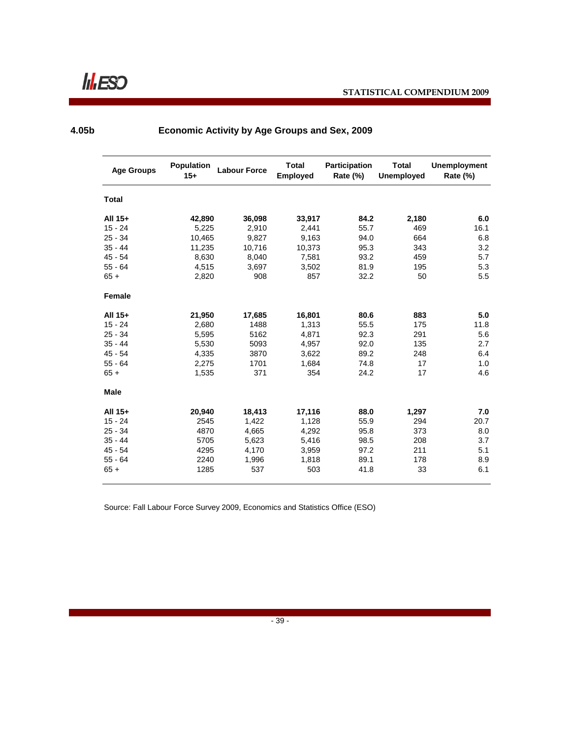## 4.05b Economic Activity by Age Groups and Sex, 2009

| Age Groups | Population 15+ | Labour Force | Total Employed | Participation Rate (%) | Total Unemployed | Unemployment Rate (%) |
|---|---|---|---|---|---|---|
| **Total** | | | | | | |
| **All 15+** | **42,890** | **36,098** | **33,917** | **84.2** | **2,180** | **6.0** |
| 15 - 24 | 5,225 | 2,910 | 2,441 | 55.7 | 469 | 16.1 |
| 25 - 34 | 10,465 | 9,827 | 9,163 | 94.0 | 664 | 6.8 |
| 35 - 44 | 11,235 | 10,716 | 10,373 | 95.3 | 343 | 3.2 |
| 45 - 54 | 8,630 | 8,040 | 7,581 | 93.2 | 459 | 5.7 |
| 55 - 64 | 4,515 | 3,697 | 3,502 | 81.9 | 195 | 5.3 |
| 65 + | 2,820 | 908 | 857 | 32.2 | 50 | 5.5 |
| **Female** | | | | | | |
| **All 15+** | **21,950** | **17,685** | **16,801** | **80.6** | **883** | **5.0** |
| 15 - 24 | 2,680 | 1488 | 1,313 | 55.5 | 175 | 11.8 |
| 25 - 34 | 5,595 | 5162 | 4,871 | 92.3 | 291 | 5.6 |
| 35 - 44 | 5,530 | 5093 | 4,957 | 92.0 | 135 | 2.7 |
| 45 - 54 | 4,335 | 3870 | 3,622 | 89.2 | 248 | 6.4 |
| 55 - 64 | 2,275 | 1701 | 1,684 | 74.8 | 17 | 1.0 |
| 65 + | 1,535 | 371 | 354 | 24.2 | 17 | 4.6 |
| **Male** | | | | | | |
| **All 15+** | **20,940** | **18,413** | **17,116** | **88.0** | **1,297** | **7.0** |
| 15 - 24 | 2545 | 1,422 | 1,128 | 55.9 | 294 | 20.7 |
| 25 - 34 | 4870 | 4,665 | 4,292 | 95.8 | 373 | 8.0 |
| 35 - 44 | 5705 | 5,623 | 5,416 | 98.5 | 208 | 3.7 |
| 45 - 54 | 4295 | 4,170 | 3,959 | 97.2 | 211 | 5.1 |
| 55 - 64 | 2240 | 1,996 | 1,818 | 89.1 | 178 | 8.9 |
| 65 + | 1285 | 537 | 503 | 41.8 | 33 | 6.1 |

Source: Fall Labour Force Survey 2009, Economics and Statistics Office (ESO)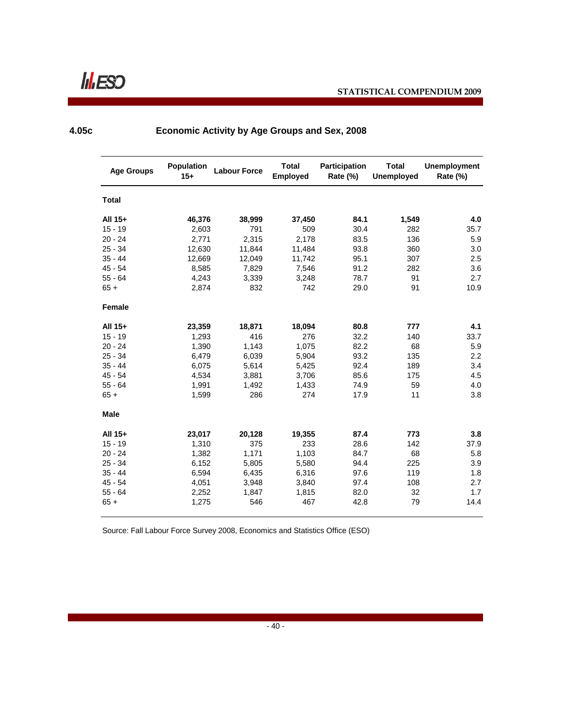## 4.05c Economic Activity by Age Groups and Sex, 2008

| Age Groups | Population 15+ | Labour Force | Total Employed | Participation Rate (%) | Total Unemployed | Unemployment Rate (%) |
|---|---|---|---|---|---|---|
| **Total** | | | | | | |
| **All 15+** | **46,376** | **38,999** | **37,450** | **84.1** | **1,549** | **4.0** |
| 15 - 19 | 2,603 | 791 | 509 | 30.4 | 282 | 35.7 |
| 20 - 24 | 2,771 | 2,315 | 2,178 | 83.5 | 136 | 5.9 |
| 25 - 34 | 12,630 | 11,844 | 11,484 | 93.8 | 360 | 3.0 |
| 35 - 44 | 12,669 | 12,049 | 11,742 | 95.1 | 307 | 2.5 |
| 45 - 54 | 8,585 | 7,829 | 7,546 | 91.2 | 282 | 3.6 |
| 55 - 64 | 4,243 | 3,339 | 3,248 | 78.7 | 91 | 2.7 |
| 65 + | 2,874 | 832 | 742 | 29.0 | 91 | 10.9 |
| **Female** | | | | | | |
| **All 15+** | **23,359** | **18,871** | **18,094** | **80.8** | **777** | **4.1** |
| 15 - 19 | 1,293 | 416 | 276 | 32.2 | 140 | 33.7 |
| 20 - 24 | 1,390 | 1,143 | 1,075 | 82.2 | 68 | 5.9 |
| 25 - 34 | 6,479 | 6,039 | 5,904 | 93.2 | 135 | 2.2 |
| 35 - 44 | 6,075 | 5,614 | 5,425 | 92.4 | 189 | 3.4 |
| 45 - 54 | 4,534 | 3,881 | 3,706 | 85.6 | 175 | 4.5 |
| 55 - 64 | 1,991 | 1,492 | 1,433 | 74.9 | 59 | 4.0 |
| 65 + | 1,599 | 286 | 274 | 17.9 | 11 | 3.8 |
| **Male** | | | | | | |
| **All 15+** | **23,017** | **20,128** | **19,355** | **87.4** | **773** | **3.8** |
| 15 - 19 | 1,310 | 375 | 233 | 28.6 | 142 | 37.9 |
| 20 - 24 | 1,382 | 1,171 | 1,103 | 84.7 | 68 | 5.8 |
| 25 - 34 | 6,152 | 5,805 | 5,580 | 94.4 | 225 | 3.9 |
| 35 - 44 | 6,594 | 6,435 | 6,316 | 97.6 | 119 | 1.8 |
| 45 - 54 | 4,051 | 3,948 | 3,840 | 97.4 | 108 | 2.7 |
| 55 - 64 | 2,252 | 1,847 | 1,815 | 82.0 | 32 | 1.7 |
| 65 + | 1,275 | 546 | 467 | 42.8 | 79 | 14.4 |

Source: Fall Labour Force Survey 2008, Economics and Statistics Office (ESO)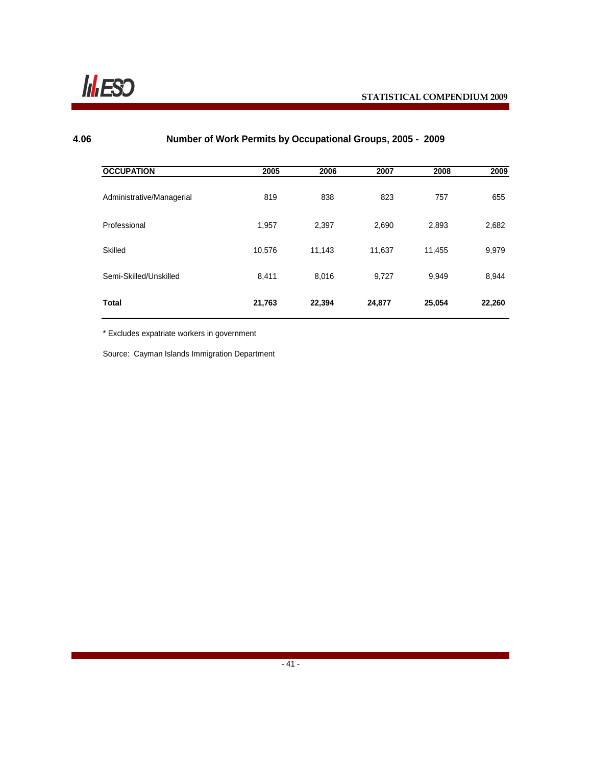## 4.06 Number of Work Permits by Occupational Groups, 2005 - 2009

| OCCUPATION | 2005 | 2006 | 2007 | 2008 | 2009 |
|---|---|---|---|---|---|
| Administrative/Managerial | 819 | 838 | 823 | 757 | 655 |
| Professional | 1,957 | 2,397 | 2,690 | 2,893 | 2,682 |
| Skilled | 10,576 | 11,143 | 11,637 | 11,455 | 9,979 |
| Semi-Skilled/Unskilled | 8,411 | 8,016 | 9,727 | 9,949 | 8,944 |
| **Total** | **21,763** | **22,394** | **24,877** | **25,054** | **22,260** |

* Excludes expatriate workers in government

Source: Cayman Islands Immigration Department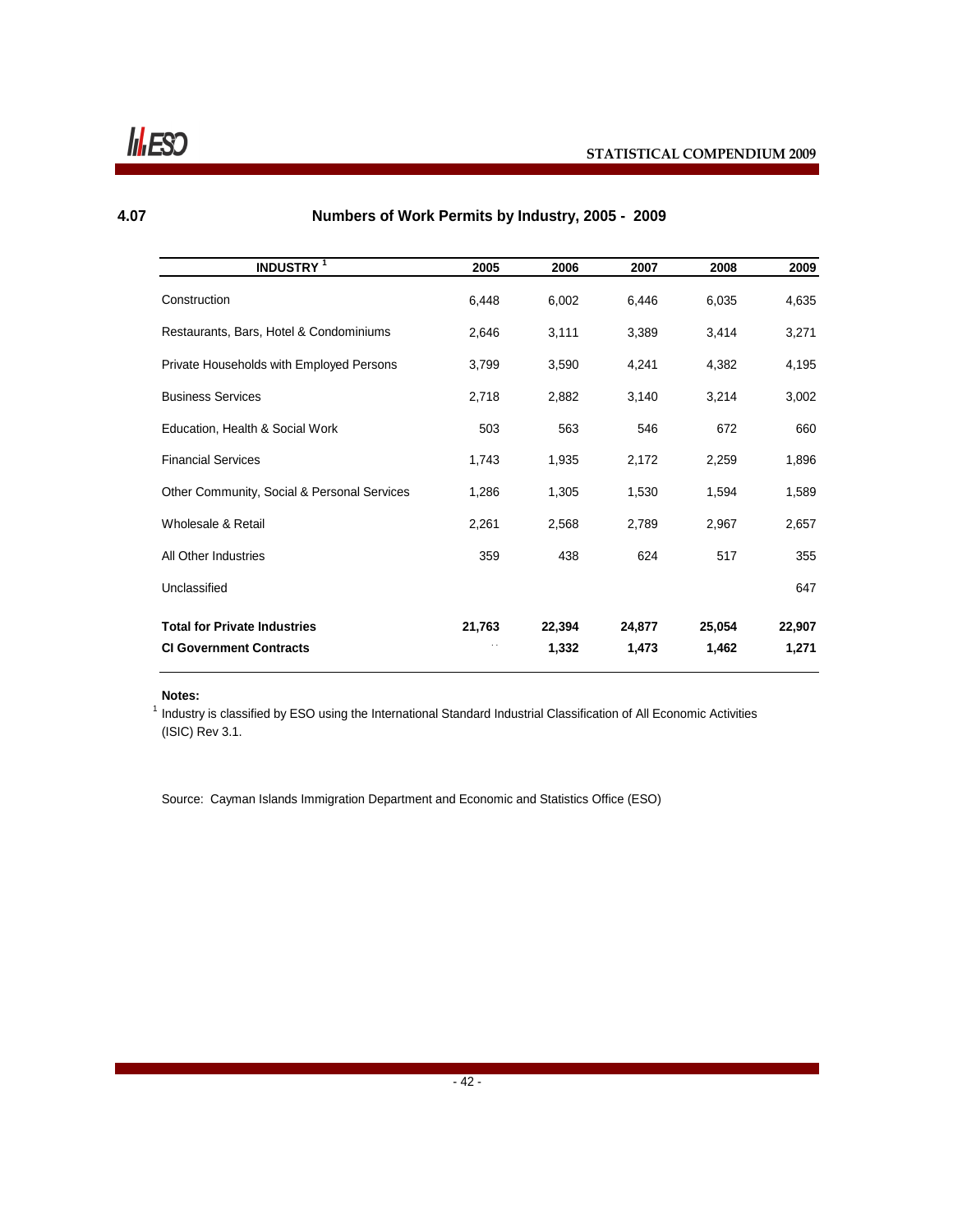## 4.07 Numbers of Work Permits by Industry, 2005 - 2009

| INDUSTRY [1] | 2005 | 2006 | 2007 | 2008 | 2009 |
|---|---|---|---|---|---|
| Construction | 6,448 | 6,002 | 6,446 | 6,035 | 4,635 |
| Restaurants, Bars, Hotel & Condominiums | 2,646 | 3,111 | 3,389 | 3,414 | 3,271 |
| Private Households with Employed Persons | 3,799 | 3,590 | 4,241 | 4,382 | 4,195 |
| Business Services | 2,718 | 2,882 | 3,140 | 3,214 | 3,002 |
| Education, Health & Social Work | 503 | 563 | 546 | 672 | 660 |
| Financial Services | 1,743 | 1,935 | 2,172 | 2,259 | 1,896 |
| Other Community, Social & Personal Services | 1,286 | 1,305 | 1,530 | 1,594 | 1,589 |
| Wholesale & Retail | 2,261 | 2,568 | 2,789 | 2,967 | 2,657 |
| All Other Industries | 359 | 438 | 624 | 517 | 355 |
| Unclassified | | | | | 647 |
| **Total for Private Industries** | **21,763** | **22,394** | **24,877** | **25,054** | **22,907** |
| **CI Government Contracts** | .. | **1,332** | **1,473** | **1,462** | **1,271** |

**Notes:**

[1] Industry is classified by ESO using the International Standard Industrial Classification of All Economic Activities (ISIC) Rev 3.1.

Source: Cayman Islands Immigration Department and Economic and Statistics Office (ESO)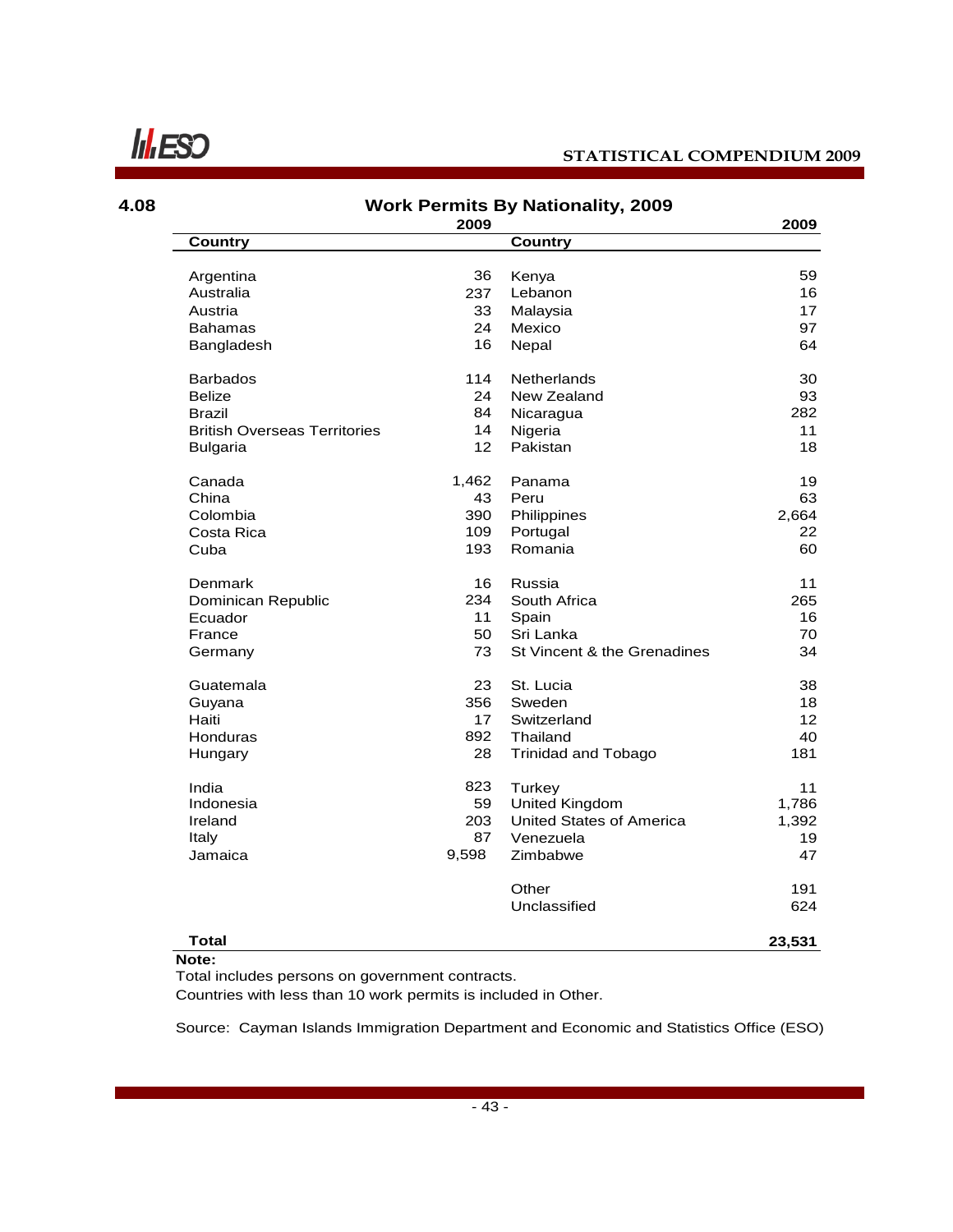## 4.08 Work Permits By Nationality, 2009

| Country | 2009 | Country | 2009 |
|---|---|---|---|
| Argentina | 36 | Kenya | 59 |
| Australia | 237 | Lebanon | 16 |
| Austria | 33 | Malaysia | 17 |
| Bahamas | 24 | Mexico | 97 |
| Bangladesh | 16 | Nepal | 64 |
| Barbados | 114 | Netherlands | 30 |
| Belize | 24 | New Zealand | 93 |
| Brazil | 84 | Nicaragua | 282 |
| British Overseas Territories | 14 | Nigeria | 11 |
| Bulgaria | 12 | Pakistan | 18 |
| Canada | 1,462 | Panama | 19 |
| China | 43 | Peru | 63 |
| Colombia | 390 | Philippines | 2,664 |
| Costa Rica | 109 | Portugal | 22 |
| Cuba | 193 | Romania | 60 |
| Denmark | 16 | Russia | 11 |
| Dominican Republic | 234 | South Africa | 265 |
| Ecuador | 11 | Spain | 16 |
| France | 50 | Sri Lanka | 70 |
| Germany | 73 | St Vincent & the Grenadines | 34 |
| Guatemala | 23 | St. Lucia | 38 |
| Guyana | 356 | Sweden | 18 |
| Haiti | 17 | Switzerland | 12 |
| Honduras | 892 | Thailand | 40 |
| Hungary | 28 | Trinidad and Tobago | 181 |
| India | 823 | Turkey | 11 |
| Indonesia | 59 | United Kingdom | 1,786 |
| Ireland | 203 | United States of America | 1,392 |
| Italy | 87 | Venezuela | 19 |
| Jamaica | 9,598 | Zimbabwe | 47 |
| | | Other | 191 |
| | | Unclassified | 624 |
| **Total** | | | **23,531** |

**Note:**

Total includes persons on government contracts.

Countries with less than 10 work permits is included in Other.

Source: Cayman Islands Immigration Department and Economic and Statistics Office (ESO)